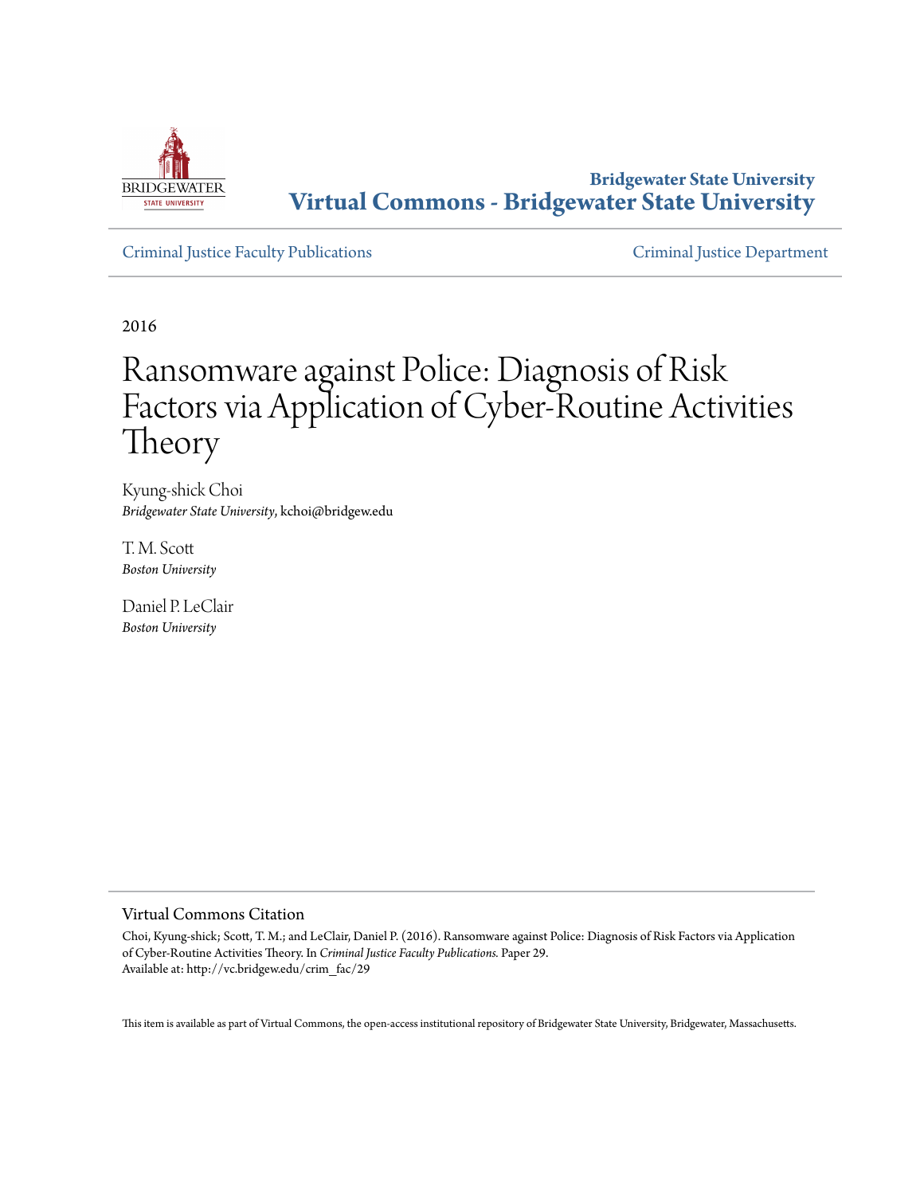Bridgewater State University
**Virtual Commons - Bridgewater State University**

Criminal Justice Faculty Publications

Criminal Justice Department

2016

# Ransomware against Police: Diagnosis of Risk Factors via Application of Cyber-Routine Activities Theory

Kyung-shick Choi
*Bridgewater State University*, kchoi@bridgew.edu

T. M. Scott
*Boston University*

Daniel P. LeClair
*Boston University*

## Virtual Commons Citation

Choi, Kyung-shick; Scott, T. M.; and LeClair, Daniel P. (2016). Ransomware against Police: Diagnosis of Risk Factors via Application of Cyber-Routine Activities Theory. In *Criminal Justice Faculty Publications.* Paper 29.
Available at: http://vc.bridgew.edu/crim_fac/29

This item is available as part of Virtual Commons, the open-access institutional repository of Bridgewater State University, Bridgewater, Massachusetts.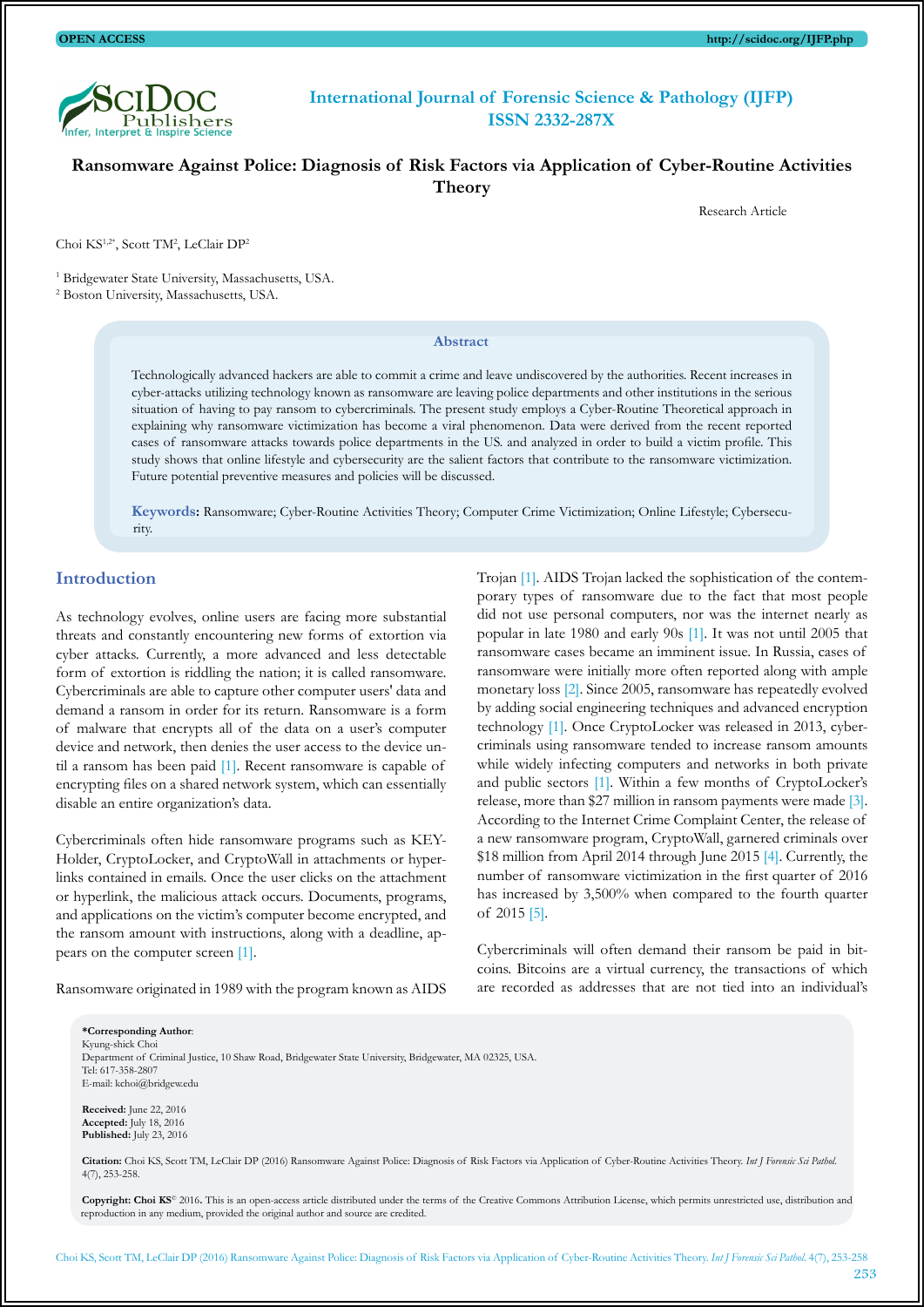International Journal of Forensic Science & Pathology (IJFP)
ISSN 2332-287X

# Ransomware Against Police: Diagnosis of Risk Factors via Application of Cyber-Routine Activities Theory

Research Article

Choi KS[1,2*], Scott TM[2], LeClair DP[2]

[1] Bridgewater State University, Massachusetts, USA.
[2] Boston University, Massachusetts, USA.

## Abstract

Technologically advanced hackers are able to commit a crime and leave undiscovered by the authorities. Recent increases in cyber-attacks utilizing technology known as ransomware are leaving police departments and other institutions in the serious situation of having to pay ransom to cybercriminals. The present study employs a Cyber-Routine Theoretical approach in explaining why ransomware victimization has become a viral phenomenon. Data were derived from the recent reported cases of ransomware attacks towards police departments in the US. and analyzed in order to build a victim profile. This study shows that online lifestyle and cybersecurity are the salient factors that contribute to the ransomware victimization. Future potential preventive measures and policies will be discussed.

**Keywords:** Ransomware; Cyber-Routine Activities Theory; Computer Crime Victimization; Online Lifestyle; Cybersecurity.

## Introduction

As technology evolves, online users are facing more substantial threats and constantly encountering new forms of extortion via cyber attacks. Currently, a more advanced and less detectable form of extortion is riddling the nation; it is called ransomware. Cybercriminals are able to capture other computer users' data and demand a ransom in order for its return. Ransomware is a form of malware that encrypts all of the data on a user's computer device and network, then denies the user access to the device until a ransom has been paid [1]. Recent ransomware is capable of encrypting files on a shared network system, which can essentially disable an entire organization's data.

Cybercriminals often hide ransomware programs such as KEYHolder, CryptoLocker, and CryptoWall in attachments or hyperlinks contained in emails. Once the user clicks on the attachment or hyperlink, the malicious attack occurs. Documents, programs, and applications on the victim's computer become encrypted, and the ransom amount with instructions, along with a deadline, appears on the computer screen [1].

Ransomware originated in 1989 with the program known as AIDS Trojan [1]. AIDS Trojan lacked the sophistication of the contemporary types of ransomware due to the fact that most people did not use personal computers, nor was the internet nearly as popular in late 1980 and early 90s [1]. It was not until 2005 that ransomware cases became an imminent issue. In Russia, cases of ransomware were initially more often reported along with ample monetary loss [2]. Since 2005, ransomware has repeatedly evolved by adding social engineering techniques and advanced encryption technology [1]. Once CryptoLocker was released in 2013, cybercriminals using ransomware tended to increase ransom amounts while widely infecting computers and networks in both private and public sectors [1]. Within a few months of CryptoLocker's release, more than $27 million in ransom payments were made [3]. According to the Internet Crime Complaint Center, the release of a new ransomware program, CryptoWall, garnered criminals over $18 million from April 2014 through June 2015 [4]. Currently, the number of ransomware victimization in the first quarter of 2016 has increased by 3,500% when compared to the fourth quarter of 2015 [5].

Cybercriminals will often demand their ransom be paid in bitcoins. Bitcoins are a virtual currency, the transactions of which are recorded as addresses that are not tied into an individual's

---

***Corresponding Author**:
Kyung-shick Choi
Department of Criminal Justice, 10 Shaw Road, Bridgewater State University, Bridgewater, MA 02325, USA.
Tel: 617-358-2807
E-mail: kchoi@bridgew.edu

**Received:** June 22, 2016
**Accepted:** July 18, 2016
**Published:** July 23, 2016

**Citation:** Choi KS, Scott TM, LeClair DP (2016) Ransomware Against Police: Diagnosis of Risk Factors via Application of Cyber-Routine Activities Theory. *Int J Forensic Sci Pathol.* 4(7), 253-258.

**Copyright: Choi KS**© 2016. This is an open-access article distributed under the terms of the Creative Commons Attribution License, which permits unrestricted use, distribution and reproduction in any medium, provided the original author and source are credited.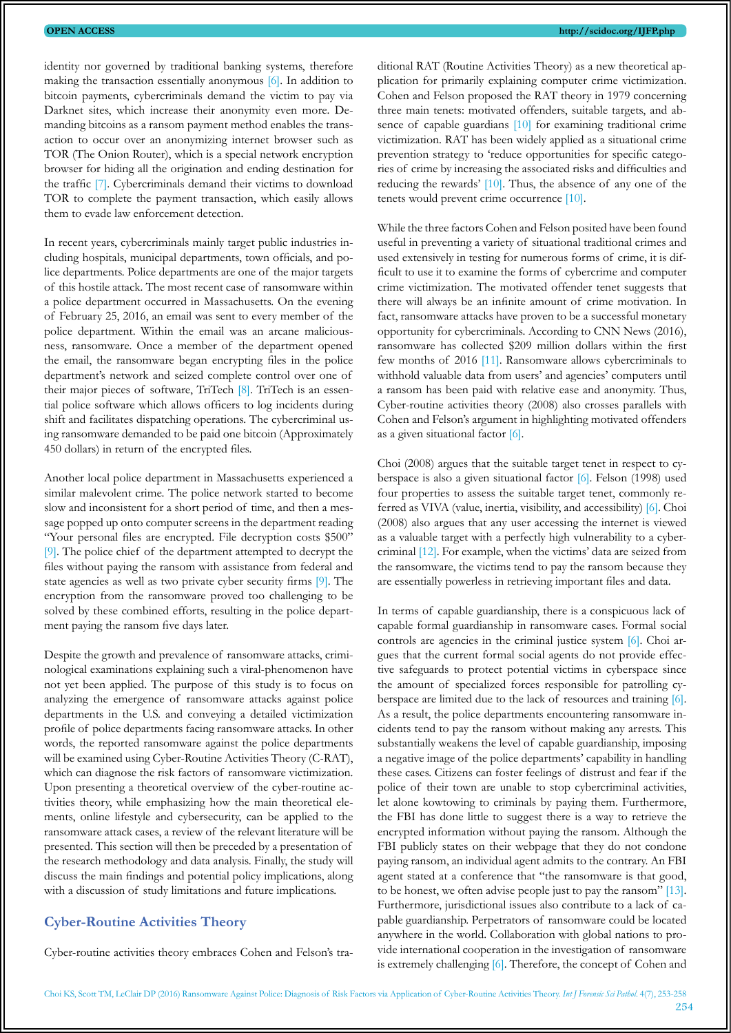identity nor governed by traditional banking systems, therefore making the transaction essentially anonymous [6]. In addition to bitcoin payments, cybercriminals demand the victim to pay via Darknet sites, which increase their anonymity even more. Demanding bitcoins as a ransom payment method enables the transaction to occur over an anonymizing internet browser such as TOR (The Onion Router), which is a special network encryption browser for hiding all the origination and ending destination for the traffic [7]. Cybercriminals demand their victims to download TOR to complete the payment transaction, which easily allows them to evade law enforcement detection.

In recent years, cybercriminals mainly target public industries including hospitals, municipal departments, town officials, and police departments. Police departments are one of the major targets of this hostile attack. The most recent case of ransomware within a police department occurred in Massachusetts. On the evening of February 25, 2016, an email was sent to every member of the police department. Within the email was an arcane maliciousness, ransomware. Once a member of the department opened the email, the ransomware began encrypting files in the police department's network and seized complete control over one of their major pieces of software, TriTech [8]. TriTech is an essential police software which allows officers to log incidents during shift and facilitates dispatching operations. The cybercriminal using ransomware demanded to be paid one bitcoin (Approximately 450 dollars) in return of the encrypted files.

Another local police department in Massachusetts experienced a similar malevolent crime. The police network started to become slow and inconsistent for a short period of time, and then a message popped up onto computer screens in the department reading "Your personal files are encrypted. File decryption costs $500" [9]. The police chief of the department attempted to decrypt the files without paying the ransom with assistance from federal and state agencies as well as two private cyber security firms [9]. The encryption from the ransomware proved too challenging to be solved by these combined efforts, resulting in the police department paying the ransom five days later.

Despite the growth and prevalence of ransomware attacks, criminological examinations explaining such a viral-phenomenon have not yet been applied. The purpose of this study is to focus on analyzing the emergence of ransomware attacks against police departments in the U.S. and conveying a detailed victimization profile of police departments facing ransomware attacks. In other words, the reported ransomware against the police departments will be examined using Cyber-Routine Activities Theory (C-RAT), which can diagnose the risk factors of ransomware victimization. Upon presenting a theoretical overview of the cyber-routine activities theory, while emphasizing how the main theoretical elements, online lifestyle and cybersecurity, can be applied to the ransomware attack cases, a review of the relevant literature will be presented. This section will then be preceded by a presentation of the research methodology and data analysis. Finally, the study will discuss the main findings and potential policy implications, along with a discussion of study limitations and future implications.

## Cyber-Routine Activities Theory

Cyber-routine activities theory embraces Cohen and Felson's traditional RAT (Routine Activities Theory) as a new theoretical application for primarily explaining computer crime victimization. Cohen and Felson proposed the RAT theory in 1979 concerning three main tenets: motivated offenders, suitable targets, and absence of capable guardians [10] for examining traditional crime victimization. RAT has been widely applied as a situational crime prevention strategy to 'reduce opportunities for specific categories of crime by increasing the associated risks and difficulties and reducing the rewards' [10]. Thus, the absence of any one of the tenets would prevent crime occurrence [10].

While the three factors Cohen and Felson posited have been found useful in preventing a variety of situational traditional crimes and used extensively in testing for numerous forms of crime, it is difficult to use it to examine the forms of cybercrime and computer crime victimization. The motivated offender tenet suggests that there will always be an infinite amount of crime motivation. In fact, ransomware attacks have proven to be a successful monetary opportunity for cybercriminals. According to CNN News (2016), ransomware has collected $209 million dollars within the first few months of 2016 [11]. Ransomware allows cybercriminals to withhold valuable data from users' and agencies' computers until a ransom has been paid with relative ease and anonymity. Thus, Cyber-routine activities theory (2008) also crosses parallels with Cohen and Felson's argument in highlighting motivated offenders as a given situational factor [6].

Choi (2008) argues that the suitable target tenet in respect to cyberspace is also a given situational factor [6]. Felson (1998) used four properties to assess the suitable target tenet, commonly referred as VIVA (value, inertia, visibility, and accessibility) [6]. Choi (2008) also argues that any user accessing the internet is viewed as a valuable target with a perfectly high vulnerability to a cybercriminal [12]. For example, when the victims' data are seized from the ransomware, the victims tend to pay the ransom because they are essentially powerless in retrieving important files and data.

In terms of capable guardianship, there is a conspicuous lack of capable formal guardianship in ransomware cases. Formal social controls are agencies in the criminal justice system [6]. Choi argues that the current formal social agents do not provide effective safeguards to protect potential victims in cyberspace since the amount of specialized forces responsible for patrolling cyberspace are limited due to the lack of resources and training [6]. As a result, the police departments encountering ransomware incidents tend to pay the ransom without making any arrests. This substantially weakens the level of capable guardianship, imposing a negative image of the police departments' capability in handling these cases. Citizens can foster feelings of distrust and fear if the police of their town are unable to stop cybercriminal activities, let alone kowtowing to criminals by paying them. Furthermore, the FBI has done little to suggest there is a way to retrieve the encrypted information without paying the ransom. Although the FBI publicly states on their webpage that they do not condone paying ransom, an individual agent admits to the contrary. An FBI agent stated at a conference that "the ransomware is that good, to be honest, we often advise people just to pay the ransom" [13]. Furthermore, jurisdictional issues also contribute to a lack of capable guardianship. Perpetrators of ransomware could be located anywhere in the world. Collaboration with global nations to provide international cooperation in the investigation of ransomware is extremely challenging [6]. Therefore, the concept of Cohen and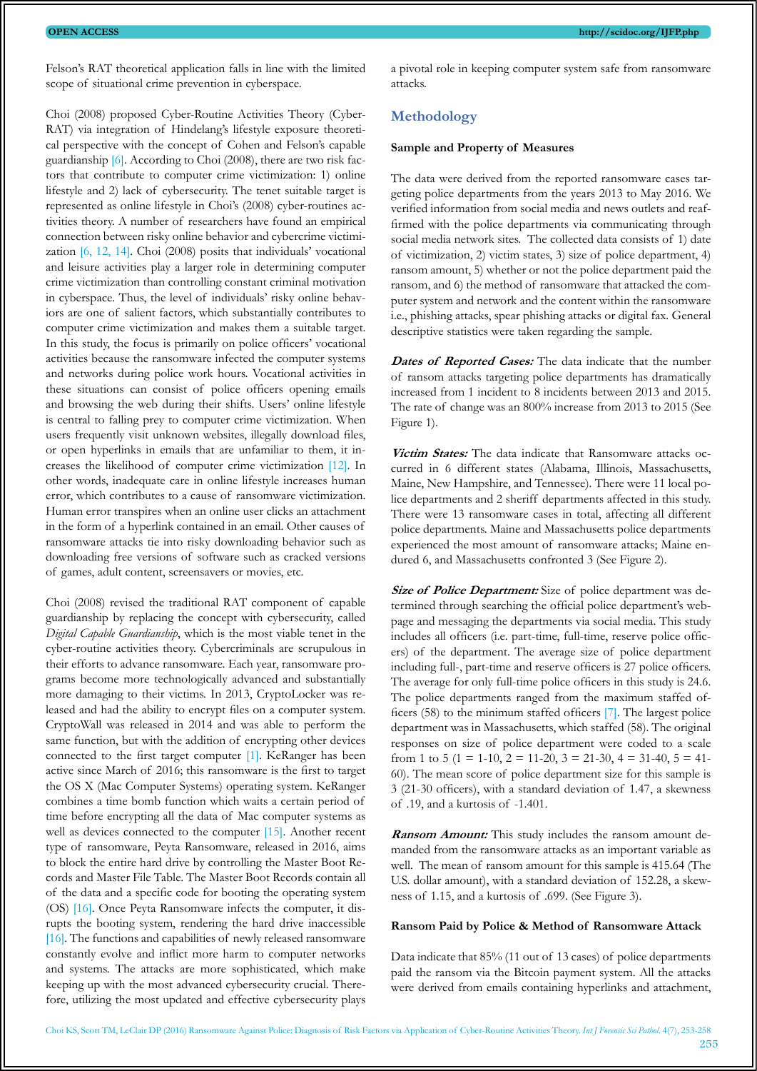Felson's RAT theoretical application falls in line with the limited scope of situational crime prevention in cyberspace.

Choi (2008) proposed Cyber-Routine Activities Theory (Cyber-RAT) via integration of Hindelang's lifestyle exposure theoretical perspective with the concept of Cohen and Felson's capable guardianship [6]. According to Choi (2008), there are two risk factors that contribute to computer crime victimization: 1) online lifestyle and 2) lack of cybersecurity. The tenet suitable target is represented as online lifestyle in Choi's (2008) cyber-routines activities theory. A number of researchers have found an empirical connection between risky online behavior and cybercrime victimization [6, 12, 14]. Choi (2008) posits that individuals' vocational and leisure activities play a larger role in determining computer crime victimization than controlling constant criminal motivation in cyberspace. Thus, the level of individuals' risky online behaviors are one of salient factors, which substantially contributes to computer crime victimization and makes them a suitable target. In this study, the focus is primarily on police officers' vocational activities because the ransomware infected the computer systems and networks during police work hours. Vocational activities in these situations can consist of police officers opening emails and browsing the web during their shifts. Users' online lifestyle is central to falling prey to computer crime victimization. When users frequently visit unknown websites, illegally download files, or open hyperlinks in emails that are unfamiliar to them, it increases the likelihood of computer crime victimization [12]. In other words, inadequate care in online lifestyle increases human error, which contributes to a cause of ransomware victimization. Human error transpires when an online user clicks an attachment in the form of a hyperlink contained in an email. Other causes of ransomware attacks tie into risky downloading behavior such as downloading free versions of software such as cracked versions of games, adult content, screensavers or movies, etc.

Choi (2008) revised the traditional RAT component of capable guardianship by replacing the concept with cybersecurity, called *Digital Capable Guardianship*, which is the most viable tenet in the cyber-routine activities theory. Cybercriminals are scrupulous in their efforts to advance ransomware. Each year, ransomware programs become more technologically advanced and substantially more damaging to their victims. In 2013, CryptoLocker was released and had the ability to encrypt files on a computer system. CryptoWall was released in 2014 and was able to perform the same function, but with the addition of encrypting other devices connected to the first target computer [1]. KeRanger has been active since March of 2016; this ransomware is the first to target the OS X (Mac Computer Systems) operating system. KeRanger combines a time bomb function which waits a certain period of time before encrypting all the data of Mac computer systems as well as devices connected to the computer [15]. Another recent type of ransomware, Peyta Ransomware, released in 2016, aims to block the entire hard drive by controlling the Master Boot Records and Master File Table. The Master Boot Records contain all of the data and a specific code for booting the operating system (OS) [16]. Once Peyta Ransomware infects the computer, it disrupts the booting system, rendering the hard drive inaccessible [16]. The functions and capabilities of newly released ransomware constantly evolve and inflict more harm to computer networks and systems. The attacks are more sophisticated, which make keeping up with the most advanced cybersecurity crucial. Therefore, utilizing the most updated and effective cybersecurity plays a pivotal role in keeping computer system safe from ransomware attacks.

## Methodology

### Sample and Property of Measures

The data were derived from the reported ransomware cases targeting police departments from the years 2013 to May 2016. We verified information from social media and news outlets and reaffirmed with the police departments via communicating through social media network sites. The collected data consists of 1) date of victimization, 2) victim states, 3) size of police department, 4) ransom amount, 5) whether or not the police department paid the ransom, and 6) the method of ransomware that attacked the computer system and network and the content within the ransomware i.e., phishing attacks, spear phishing attacks or digital fax. General descriptive statistics were taken regarding the sample.

***Dates of Reported Cases:*** The data indicate that the number of ransom attacks targeting police departments has dramatically increased from 1 incident to 8 incidents between 2013 and 2015. The rate of change was an 800% increase from 2013 to 2015 (See Figure 1).

***Victim States:*** The data indicate that Ransomware attacks occurred in 6 different states (Alabama, Illinois, Massachusetts, Maine, New Hampshire, and Tennessee). There were 11 local police departments and 2 sheriff departments affected in this study. There were 13 ransomware cases in total, affecting all different police departments. Maine and Massachusetts police departments experienced the most amount of ransomware attacks; Maine endured 6, and Massachusetts confronted 3 (See Figure 2).

***Size of Police Department:*** Size of police department was determined through searching the official police department's webpage and messaging the departments via social media. This study includes all officers (i.e. part-time, full-time, reserve police officers) of the department. The average size of police department including full-, part-time and reserve officers is 27 police officers. The average for only full-time police officers in this study is 24.6. The police departments ranged from the maximum staffed officers (58) to the minimum staffed officers [7]. The largest police department was in Massachusetts, which staffed (58). The original responses on size of police department were coded to a scale from 1 to 5 (1 = 1-10, 2 = 11-20, 3 = 21-30, 4 = 31-40, 5 = 41-60). The mean score of police department size for this sample is 3 (21-30 officers), with a standard deviation of 1.47, a skewness of .19, and a kurtosis of -1.401.

***Ransom Amount:*** This study includes the ransom amount demanded from the ransomware attacks as an important variable as well. The mean of ransom amount for this sample is 415.64 (The U.S. dollar amount), with a standard deviation of 152.28, a skewness of 1.15, and a kurtosis of .699. (See Figure 3).

### Ransom Paid by Police & Method of Ransomware Attack

Data indicate that 85% (11 out of 13 cases) of police departments paid the ransom via the Bitcoin payment system. All the attacks were derived from emails containing hyperlinks and attachment,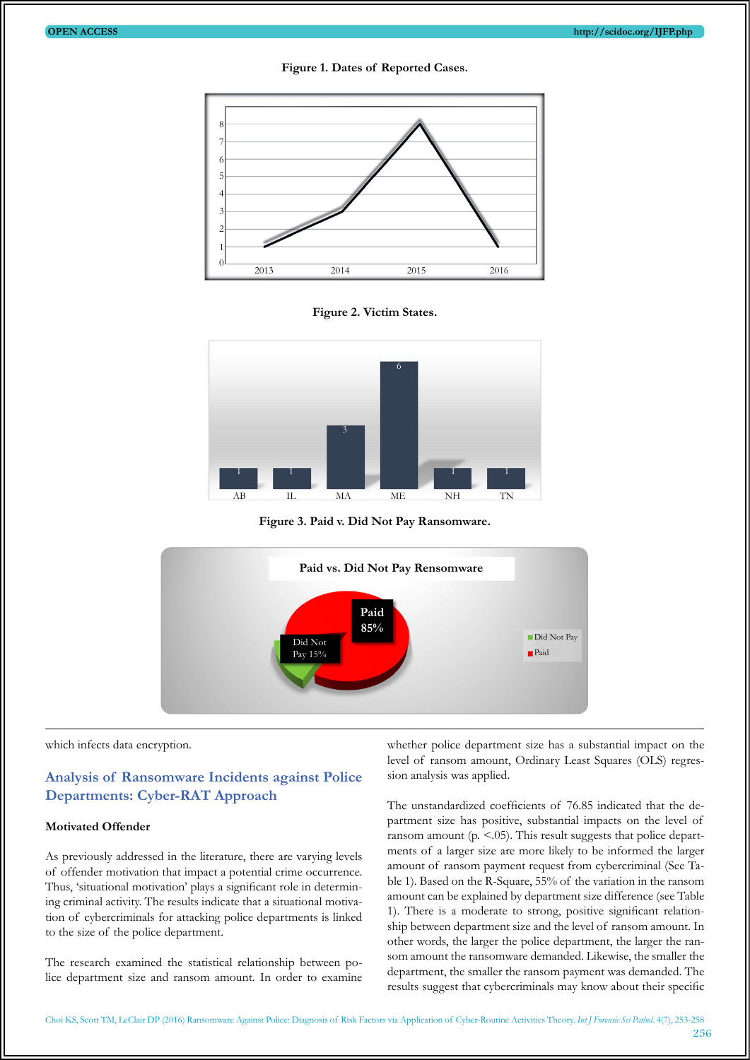Figure 1. Dates of Reported Cases.

Figure 2. Victim States.

Figure 3. Paid v. Did Not Pay Ransomware.

which infects data encryption.

## Analysis of Ransomware Incidents against Police Departments: Cyber-RAT Approach

### Motivated Offender

As previously addressed in the literature, there are varying levels of offender motivation that impact a potential crime occurrence. Thus, 'situational motivation' plays a significant role in determining criminal activity. The results indicate that a situational motivation of cybercriminals for attacking police departments is linked to the size of the police department.

The research examined the statistical relationship between police department size and ransom amount. In order to examine whether police department size has a substantial impact on the level of ransom amount, Ordinary Least Squares (OLS) regression analysis was applied.

The unstandardized coefficients of 76.85 indicated that the department size has positive, substantial impacts on the level of ransom amount ($p < .05$). This result suggests that police departments of a larger size are more likely to be informed the larger amount of ransom payment request from cybercriminal (See Table 1). Based on the R-Square, 55% of the variation in the ransom amount can be explained by department size difference (see Table 1). There is a moderate to strong, positive significant relationship between department size and the level of ransom amount. In other words, the larger the police department, the larger the ransom amount the ransomware demanded. Likewise, the smaller the department, the smaller the ransom payment was demanded. The results suggest that cybercriminals may know about their specific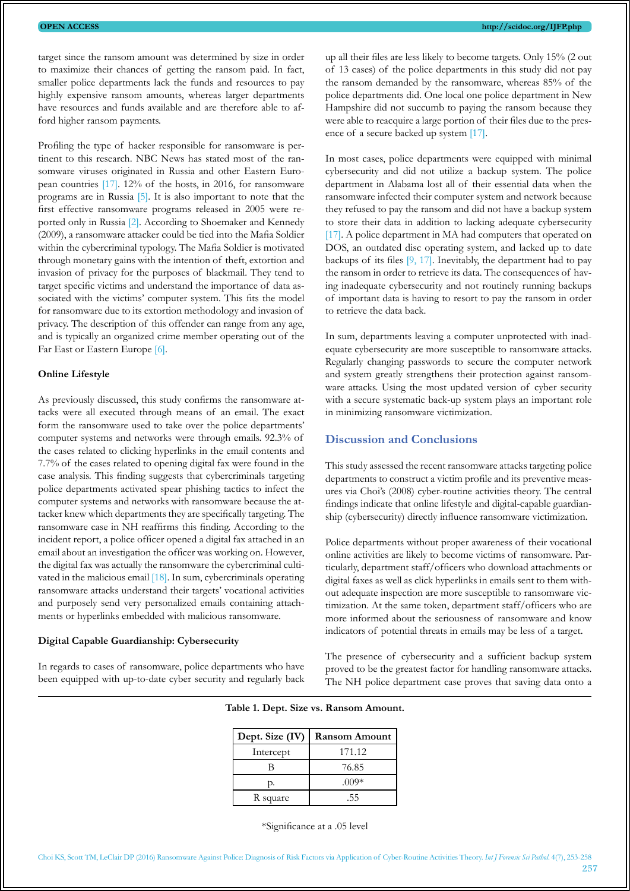target since the ransom amount was determined by size in order to maximize their chances of getting the ransom paid. In fact, smaller police departments lack the funds and resources to pay highly expensive ransom amounts, whereas larger departments have resources and funds available and are therefore able to afford higher ransom payments.

Profiling the type of hacker responsible for ransomware is pertinent to this research. NBC News has stated most of the ransomware viruses originated in Russia and other Eastern European countries [17]. 12% of the hosts, in 2016, for ransomware programs are in Russia [5]. It is also important to note that the first effective ransomware programs released in 2005 were reported only in Russia [2]. According to Shoemaker and Kennedy (2009), a ransomware attacker could be tied into the Mafia Soldier within the cybercriminal typology. The Mafia Soldier is motivated through monetary gains with the intention of theft, extortion and invasion of privacy for the purposes of blackmail. They tend to target specific victims and understand the importance of data associated with the victims' computer system. This fits the model for ransomware due to its extortion methodology and invasion of privacy. The description of this offender can range from any age, and is typically an organized crime member operating out of the Far East or Eastern Europe [6].

#### Online Lifestyle

As previously discussed, this study confirms the ransomware attacks were all executed through means of an email. The exact form the ransomware used to take over the police departments' computer systems and networks were through emails. 92.3% of the cases related to clicking hyperlinks in the email contents and 7.7% of the cases related to opening digital fax were found in the case analysis. This finding suggests that cybercriminals targeting police departments activated spear phishing tactics to infect the computer systems and networks with ransomware because the attacker knew which departments they are specifically targeting. The ransomware case in NH reaffirms this finding. According to the incident report, a police officer opened a digital fax attached in an email about an investigation the officer was working on. However, the digital fax was actually the ransomware the cybercriminal cultivated in the malicious email [18]. In sum, cybercriminals operating ransomware attacks understand their targets' vocational activities and purposely send very personalized emails containing attachments or hyperlinks embedded with malicious ransomware.

#### Digital Capable Guardianship: Cybersecurity

In regards to cases of ransomware, police departments who have been equipped with up-to-date cyber security and regularly back up all their files are less likely to become targets. Only 15% (2 out of 13 cases) of the police departments in this study did not pay the ransom demanded by the ransomware, whereas 85% of the police departments did. One local one police department in New Hampshire did not succumb to paying the ransom because they were able to reacquire a large portion of their files due to the presence of a secure backed up system [17].

In most cases, police departments were equipped with minimal cybersecurity and did not utilize a backup system. The police department in Alabama lost all of their essential data when the ransomware infected their computer system and network because they refused to pay the ransom and did not have a backup system to store their data in addition to lacking adequate cybersecurity [17]. A police department in MA had computers that operated on DOS, an outdated disc operating system, and lacked up to date backups of its files [9, 17]. Inevitably, the department had to pay the ransom in order to retrieve its data. The consequences of having inadequate cybersecurity and not routinely running backups of important data is having to resort to pay the ransom in order to retrieve the data back.

In sum, departments leaving a computer unprotected with inadequate cybersecurity are more susceptible to ransomware attacks. Regularly changing passwords to secure the computer network and system greatly strengthens their protection against ransomware attacks. Using the most updated version of cyber security with a secure systematic back-up system plays an important role in minimizing ransomware victimization.

## Discussion and Conclusions

This study assessed the recent ransomware attacks targeting police departments to construct a victim profile and its preventive measures via Choi's (2008) cyber-routine activities theory. The central findings indicate that online lifestyle and digital-capable guardianship (cybersecurity) directly influence ransomware victimization.

Police departments without proper awareness of their vocational online activities are likely to become victims of ransomware. Particularly, department staff/officers who download attachments or digital faxes as well as click hyperlinks in emails sent to them without adequate inspection are more susceptible to ransomware victimization. At the same token, department staff/officers who are more informed about the seriousness of ransomware and know indicators of potential threats in emails may be less of a target.

The presence of cybersecurity and a sufficient backup system proved to be the greatest factor for handling ransomware attacks. The NH police department case proves that saving data onto a

**Table 1. Dept. Size vs. Ransom Amount.**

| Dept. Size (IV) | Ransom Amount |
|---|---|
| Intercept | 171.12 |
| B | 76.85 |
| p. | .009* |
| R square | .55 |

*Significance at a .05 level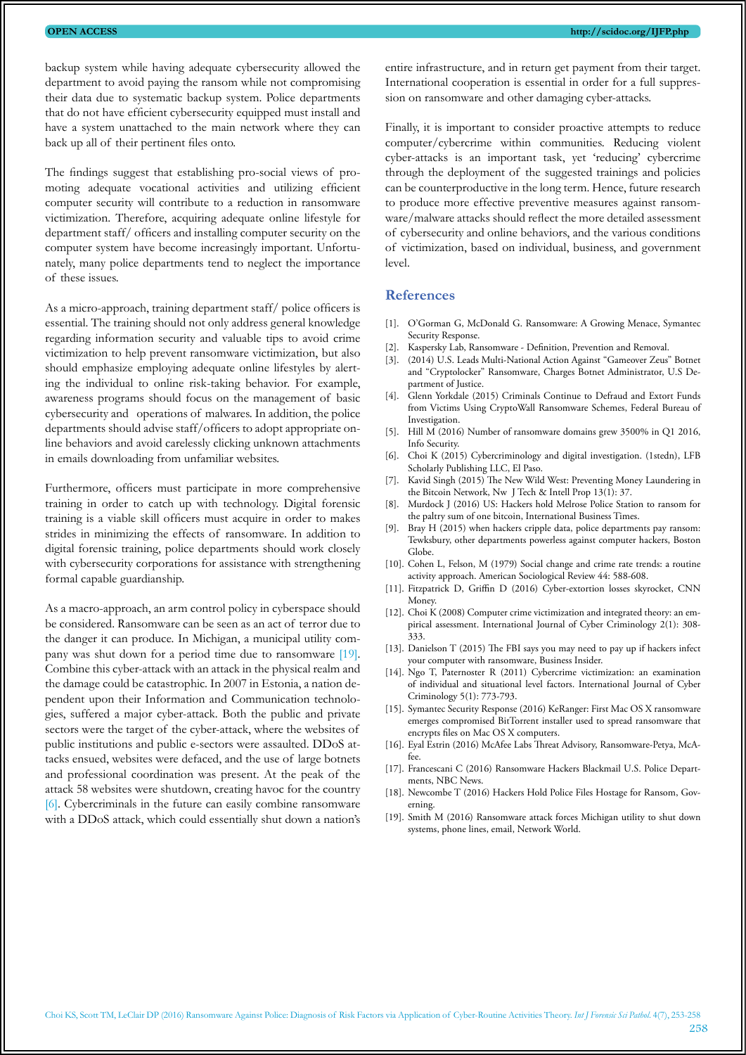backup system while having adequate cybersecurity allowed the department to avoid paying the ransom while not compromising their data due to systematic backup system. Police departments that do not have efficient cybersecurity equipped must install and have a system unattached to the main network where they can back up all of their pertinent files onto.

The findings suggest that establishing pro-social views of promoting adequate vocational activities and utilizing efficient computer security will contribute to a reduction in ransomware victimization. Therefore, acquiring adequate online lifestyle for department staff/ officers and installing computer security on the computer system have become increasingly important. Unfortunately, many police departments tend to neglect the importance of these issues.

As a micro-approach, training department staff/ police officers is essential. The training should not only address general knowledge regarding information security and valuable tips to avoid crime victimization to help prevent ransomware victimization, but also should emphasize employing adequate online lifestyles by alerting the individual to online risk-taking behavior. For example, awareness programs should focus on the management of basic cybersecurity and operations of malwares. In addition, the police departments should advise staff/officers to adopt appropriate online behaviors and avoid carelessly clicking unknown attachments in emails downloading from unfamiliar websites.

Furthermore, officers must participate in more comprehensive training in order to catch up with technology. Digital forensic training is a viable skill officers must acquire in order to makes strides in minimizing the effects of ransomware. In addition to digital forensic training, police departments should work closely with cybersecurity corporations for assistance with strengthening formal capable guardianship.

As a macro-approach, an arm control policy in cyberspace should be considered. Ransomware can be seen as an act of terror due to the danger it can produce. In Michigan, a municipal utility company was shut down for a period time due to ransomware [19]. Combine this cyber-attack with an attack in the physical realm and the damage could be catastrophic. In 2007 in Estonia, a nation dependent upon their Information and Communication technologies, suffered a major cyber-attack. Both the public and private sectors were the target of the cyber-attack, where the websites of public institutions and public e-sectors were assaulted. DDoS attacks ensued, websites were defaced, and the use of large botnets and professional coordination was present. At the peak of the attack 58 websites were shutdown, creating havoc for the country [6]. Cybercriminals in the future can easily combine ransomware with a DDoS attack, which could essentially shut down a nation's entire infrastructure, and in return get payment from their target. International cooperation is essential in order for a full suppression on ransomware and other damaging cyber-attacks.

Finally, it is important to consider proactive attempts to reduce computer/cybercrime within communities. Reducing violent cyber-attacks is an important task, yet 'reducing' cybercrime through the deployment of the suggested trainings and policies can be counterproductive in the long term. Hence, future research to produce more effective preventive measures against ransomware/malware attacks should reflect the more detailed assessment of cybersecurity and online behaviors, and the various conditions of victimization, based on individual, business, and government level.

## References

[1]. O'Gorman G, McDonald G. Ransomware: A Growing Menace, Symantec Security Response.

[2]. Kaspersky Lab, Ransomware - Definition, Prevention and Removal.

[3]. (2014) U.S. Leads Multi-National Action Against "Gameover Zeus" Botnet and "Cryptolocker" Ransomware, Charges Botnet Administrator, U.S Department of Justice.

[4]. Glenn Yorkdale (2015) Criminals Continue to Defraud and Extort Funds from Victims Using CryptoWall Ransomware Schemes, Federal Bureau of Investigation.

[5]. Hill M (2016) Number of ransomware domains grew 3500% in Q1 2016, Info Security.

[6]. Choi K (2015) Cybercriminology and digital investigation. (1stedn), LFB Scholarly Publishing LLC, El Paso.

[7]. Kavid Singh (2015) The New Wild West: Preventing Money Laundering in the Bitcoin Network, Nw J Tech & Intell Prop 13(1): 37.

[8]. Murdock J (2016) US: Hackers hold Melrose Police Station to ransom for the paltry sum of one bitcoin, International Business Times.

[9]. Bray H (2015) when hackers cripple data, police departments pay ransom: Tewksbury, other departments powerless against computer hackers, Boston Globe.

[10]. Cohen L, Felson, M (1979) Social change and crime rate trends: a routine activity approach. American Sociological Review 44: 588-608.

[11]. Fitzpatrick D, Griffin D (2016) Cyber-extortion losses skyrocket, CNN Money.

[12]. Choi K (2008) Computer crime victimization and integrated theory: an empirical assessment. International Journal of Cyber Criminology 2(1): 308-333.

[13]. Danielson T (2015) The FBI says you may need to pay up if hackers infect your computer with ransomware, Business Insider.

[14]. Ngo T, Paternoster R (2011) Cybercrime victimization: an examination of individual and situational level factors. International Journal of Cyber Criminology 5(1): 773-793.

[15]. Symantec Security Response (2016) KeRanger: First Mac OS X ransomware emerges compromised BitTorrent installer used to spread ransomware that encrypts files on Mac OS X computers.

[16]. Eyal Estrin (2016) McAfee Labs Threat Advisory, Ransomware-Petya, McAfee.

[17]. Francescani C (2016) Ransomware Hackers Blackmail U.S. Police Departments, NBC News.

[18]. Newcombe T (2016) Hackers Hold Police Files Hostage for Ransom, Governing.

[19]. Smith M (2016) Ransomware attack forces Michigan utility to shut down systems, phone lines, email, Network World.